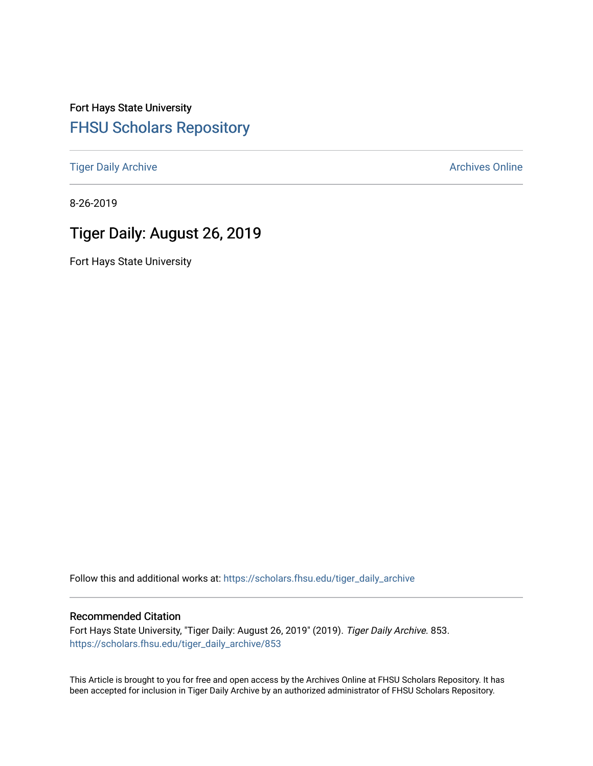Fort Hays State University

# FHSU Scholars Repository

Tiger Daily Archive | Archives Online

8-26-2019

## Tiger Daily: August 26, 2019

Fort Hays State University

Follow this and additional works at: https://scholars.fhsu.edu/tiger_daily_archive

### Recommended Citation

Fort Hays State University, "Tiger Daily: August 26, 2019" (2019). *Tiger Daily Archive*. 853.
https://scholars.fhsu.edu/tiger_daily_archive/853

This Article is brought to you for free and open access by the Archives Online at FHSU Scholars Repository. It has been accepted for inclusion in Tiger Daily Archive by an authorized administrator of FHSU Scholars Repository.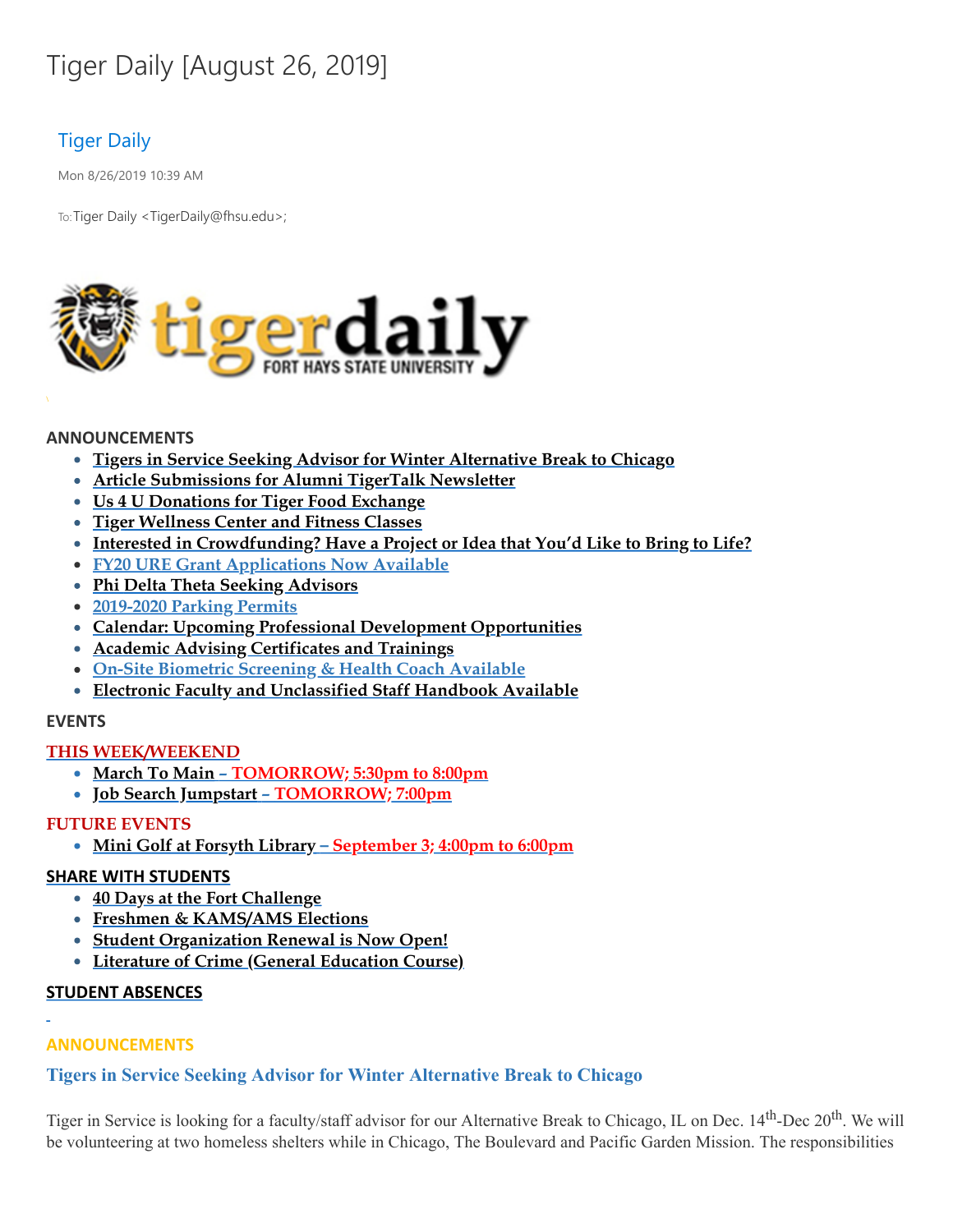# Tiger Daily [August 26, 2019]

Tiger Daily

Mon 8/26/2019 10:39 AM

To: Tiger Daily <TigerDaily@fhsu.edu>;

**ANNOUNCEMENTS**

- Tigers in Service Seeking Advisor for Winter Alternative Break to Chicago
- Article Submissions for Alumni TigerTalk Newsletter
- Us 4 U Donations for Tiger Food Exchange
- Tiger Wellness Center and Fitness Classes
- Interested in Crowdfunding? Have a Project or Idea that You'd Like to Bring to Life?
- FY20 URE Grant Applications Now Available
- Phi Delta Theta Seeking Advisors
- 2019-2020 Parking Permits
- Calendar: Upcoming Professional Development Opportunities
- Academic Advising Certificates and Trainings
- On-Site Biometric Screening & Health Coach Available
- Electronic Faculty and Unclassified Staff Handbook Available

**EVENTS**

**THIS WEEK/WEEKEND**

- March To Main – TOMORROW; 5:30pm to 8:00pm
- Job Search Jumpstart – TOMORROW; 7:00pm

**FUTURE EVENTS**

- Mini Golf at Forsyth Library – September 3; 4:00pm to 6:00pm

**SHARE WITH STUDENTS**

- 40 Days at the Fort Challenge
- Freshmen & KAMS/AMS Elections
- Student Organization Renewal is Now Open!
- Literature of Crime (General Education Course)

**STUDENT ABSENCES**

## ANNOUNCEMENTS

### Tigers in Service Seeking Advisor for Winter Alternative Break to Chicago

Tiger in Service is looking for a faculty/staff advisor for our Alternative Break to Chicago, IL on Dec. 14th-Dec 20th. We will be volunteering at two homeless shelters while in Chicago, The Boulevard and Pacific Garden Mission. The responsibilities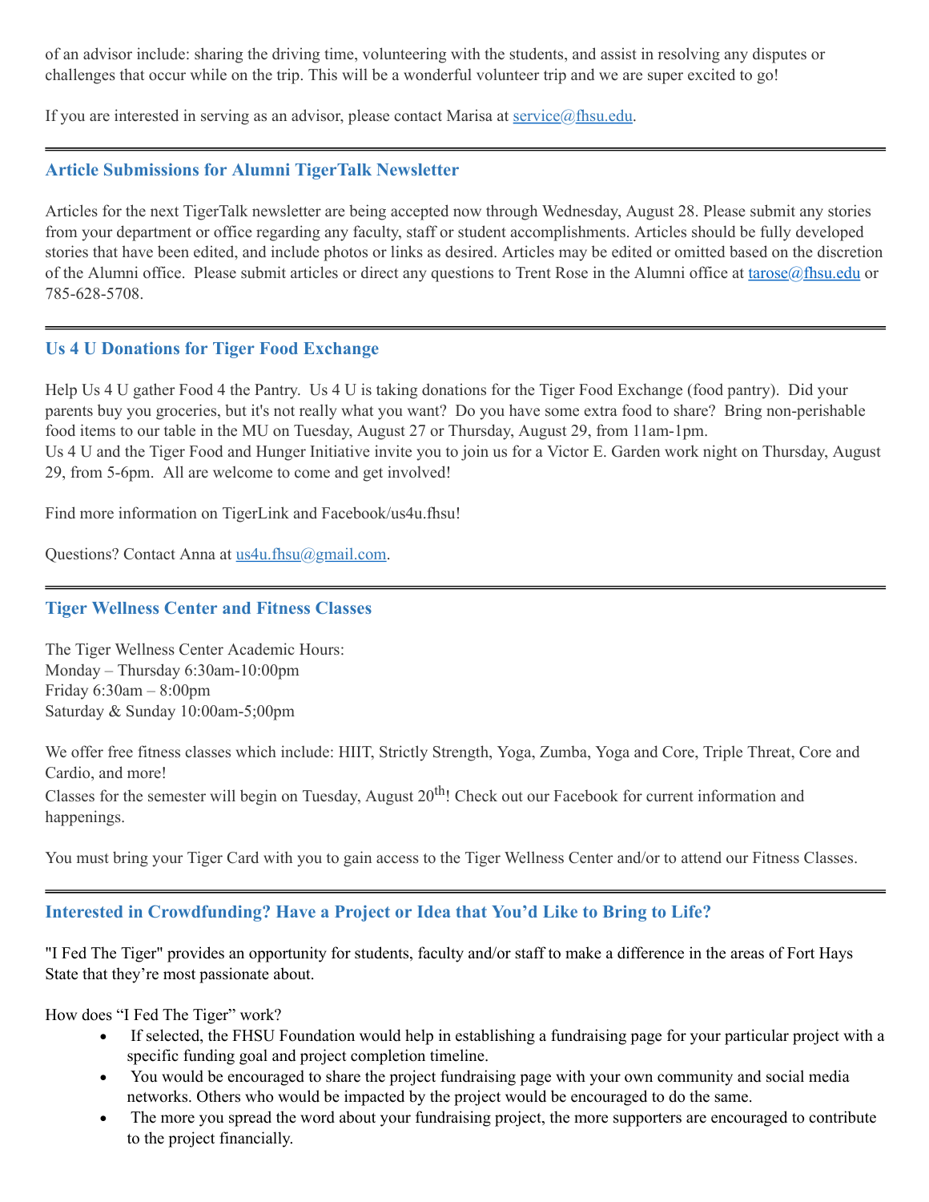of an advisor include: sharing the driving time, volunteering with the students, and assist in resolving any disputes or challenges that occur while on the trip. This will be a wonderful volunteer trip and we are super excited to go!

If you are interested in serving as an advisor, please contact Marisa at service@fhsu.edu.

---

### Article Submissions for Alumni TigerTalk Newsletter

Articles for the next TigerTalk newsletter are being accepted now through Wednesday, August 28. Please submit any stories from your department or office regarding any faculty, staff or student accomplishments. Articles should be fully developed stories that have been edited, and include photos or links as desired. Articles may be edited or omitted based on the discretion of the Alumni office. Please submit articles or direct any questions to Trent Rose in the Alumni office at tarose@fhsu.edu or 785-628-5708.

---

### Us 4 U Donations for Tiger Food Exchange

Help Us 4 U gather Food 4 the Pantry. Us 4 U is taking donations for the Tiger Food Exchange (food pantry). Did your parents buy you groceries, but it's not really what you want? Do you have some extra food to share? Bring non-perishable food items to our table in the MU on Tuesday, August 27 or Thursday, August 29, from 11am-1pm.
Us 4 U and the Tiger Food and Hunger Initiative invite you to join us for a Victor E. Garden work night on Thursday, August 29, from 5-6pm. All are welcome to come and get involved!

Find more information on TigerLink and Facebook/us4u.fhsu!

Questions? Contact Anna at us4u.fhsu@gmail.com.

---

### Tiger Wellness Center and Fitness Classes

The Tiger Wellness Center Academic Hours:
Monday – Thursday 6:30am-10:00pm
Friday 6:30am – 8:00pm
Saturday & Sunday 10:00am-5;00pm

We offer free fitness classes which include: HIIT, Strictly Strength, Yoga, Zumba, Yoga and Core, Triple Threat, Core and Cardio, and more!
Classes for the semester will begin on Tuesday, August 20th! Check out our Facebook for current information and happenings.

You must bring your Tiger Card with you to gain access to the Tiger Wellness Center and/or to attend our Fitness Classes.

---

### Interested in Crowdfunding? Have a Project or Idea that You'd Like to Bring to Life?

"I Fed The Tiger" provides an opportunity for students, faculty and/or staff to make a difference in the areas of Fort Hays State that they're most passionate about.

How does "I Fed The Tiger" work?

- If selected, the FHSU Foundation would help in establishing a fundraising page for your particular project with a specific funding goal and project completion timeline.
- You would be encouraged to share the project fundraising page with your own community and social media networks. Others who would be impacted by the project would be encouraged to do the same.
- The more you spread the word about your fundraising project, the more supporters are encouraged to contribute to the project financially.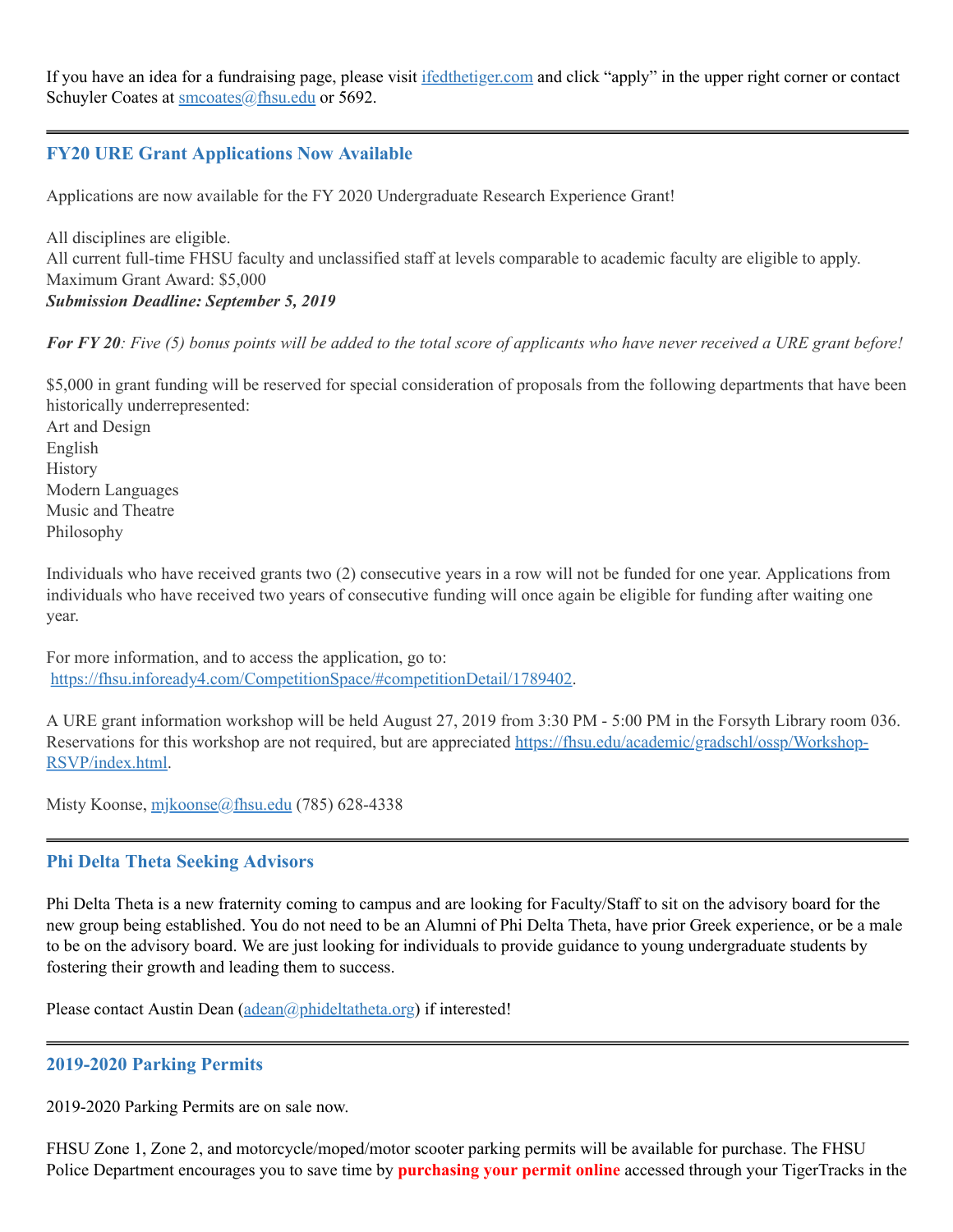If you have an idea for a fundraising page, please visit [ifedthetiger.com](ifedthetiger.com) and click "apply" in the upper right corner or contact Schuyler Coates at [smcoates@fhsu.edu](mailto:smcoates@fhsu.edu) or 5692.

---

## FY20 URE Grant Applications Now Available

Applications are now available for the FY 2020 Undergraduate Research Experience Grant!

All disciplines are eligible.
All current full-time FHSU faculty and unclassified staff at levels comparable to academic faculty are eligible to apply.
Maximum Grant Award: $5,000
***Submission Deadline: September 5, 2019***

***For FY 20**: Five (5) bonus points will be added to the total score of applicants who have never received a URE grant before!*

$5,000 in grant funding will be reserved for special consideration of proposals from the following departments that have been historically underrepresented:
Art and Design
English
History
Modern Languages
Music and Theatre
Philosophy

Individuals who have received grants two (2) consecutive years in a row will not be funded for one year. Applications from individuals who have received two years of consecutive funding will once again be eligible for funding after waiting one year.

For more information, and to access the application, go to:
[https://fhsu.infoready4.com/CompetitionSpace/#competitionDetail/1789402](https://fhsu.infoready4.com/CompetitionSpace/#competitionDetail/1789402).

A URE grant information workshop will be held August 27, 2019 from 3:30 PM - 5:00 PM in the Forsyth Library room 036. Reservations for this workshop are not required, but are appreciated [https://fhsu.edu/academic/gradschl/ossp/Workshop-RSVP/index.html](https://fhsu.edu/academic/gradschl/ossp/Workshop-RSVP/index.html).

Misty Koonse, [mjkoonse@fhsu.edu](mailto:mjkoonse@fhsu.edu) (785) 628-4338

---

## Phi Delta Theta Seeking Advisors

Phi Delta Theta is a new fraternity coming to campus and are looking for Faculty/Staff to sit on the advisory board for the new group being established. You do not need to be an Alumni of Phi Delta Theta, have prior Greek experience, or be a male to be on the advisory board. We are just looking for individuals to provide guidance to young undergraduate students by fostering their growth and leading them to success.

Please contact Austin Dean ([adean@phideltatheta.org](mailto:adean@phideltatheta.org)) if interested!

---

## 2019-2020 Parking Permits

2019-2020 Parking Permits are on sale now.

FHSU Zone 1, Zone 2, and motorcycle/moped/motor scooter parking permits will be available for purchase. The FHSU Police Department encourages you to save time by **purchasing your permit online** accessed through your TigerTracks in the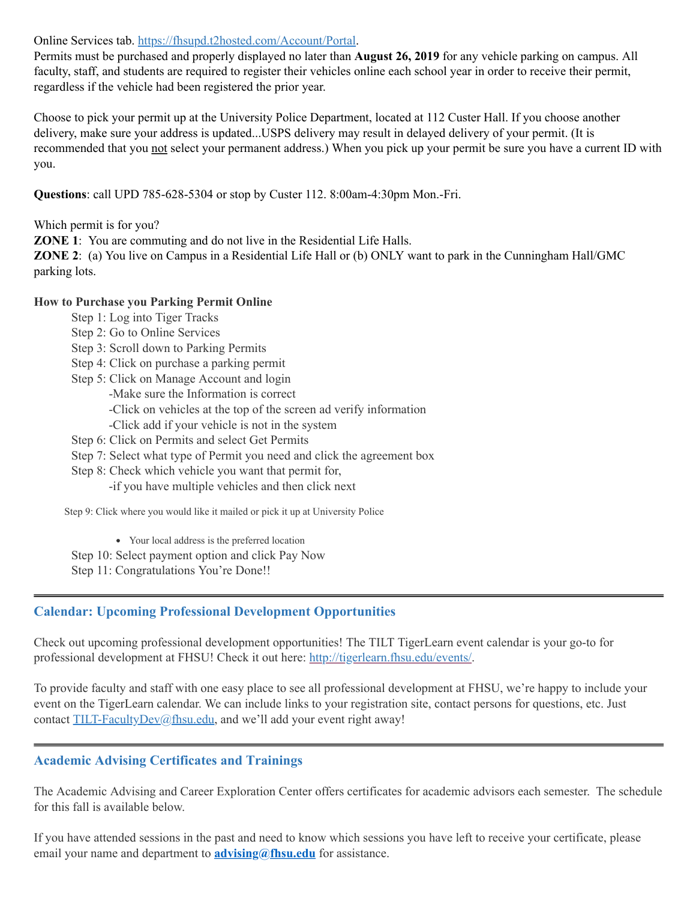Online Services tab. https://fhsupd.t2hosted.com/Account/Portal.
Permits must be purchased and properly displayed no later than **August 26, 2019** for any vehicle parking on campus. All faculty, staff, and students are required to register their vehicles online each school year in order to receive their permit, regardless if the vehicle had been registered the prior year.

Choose to pick your permit up at the University Police Department, located at 112 Custer Hall. If you choose another delivery, make sure your address is updated...USPS delivery may result in delayed delivery of your permit. (It is recommended that you not select your permanent address.) When you pick up your permit be sure you have a current ID with you.

**Questions**: call UPD 785-628-5304 or stop by Custer 112. 8:00am-4:30pm Mon.-Fri.

Which permit is for you?
**ZONE 1**: You are commuting and do not live in the Residential Life Halls.
**ZONE 2**: (a) You live on Campus in a Residential Life Hall or (b) ONLY want to park in the Cunningham Hall/GMC parking lots.

**How to Purchase you Parking Permit Online**

Step 1: Log into Tiger Tracks
Step 2: Go to Online Services
Step 3: Scroll down to Parking Permits
Step 4: Click on purchase a parking permit
Step 5: Click on Manage Account and login
- -Make sure the Information is correct
- -Click on vehicles at the top of the screen ad verify information
- -Click add if your vehicle is not in the system

Step 6: Click on Permits and select Get Permits
Step 7: Select what type of Permit you need and click the agreement box
Step 8: Check which vehicle you want that permit for,
- -if you have multiple vehicles and then click next

Step 9: Click where you would like it mailed or pick it up at University Police

- Your local address is the preferred location

Step 10: Select payment option and click Pay Now
Step 11: Congratulations You're Done!!

---

## Calendar: Upcoming Professional Development Opportunities

Check out upcoming professional development opportunities! The TILT TigerLearn event calendar is your go-to for professional development at FHSU! Check it out here: http://tigerlearn.fhsu.edu/events/.

To provide faculty and staff with one easy place to see all professional development at FHSU, we're happy to include your event on the TigerLearn calendar. We can include links to your registration site, contact persons for questions, etc. Just contact TILT-FacultyDev@fhsu.edu, and we'll add your event right away!

---

## Academic Advising Certificates and Trainings

The Academic Advising and Career Exploration Center offers certificates for academic advisors each semester. The schedule for this fall is available below.

If you have attended sessions in the past and need to know which sessions you have left to receive your certificate, please email your name and department to **advising@fhsu.edu** for assistance.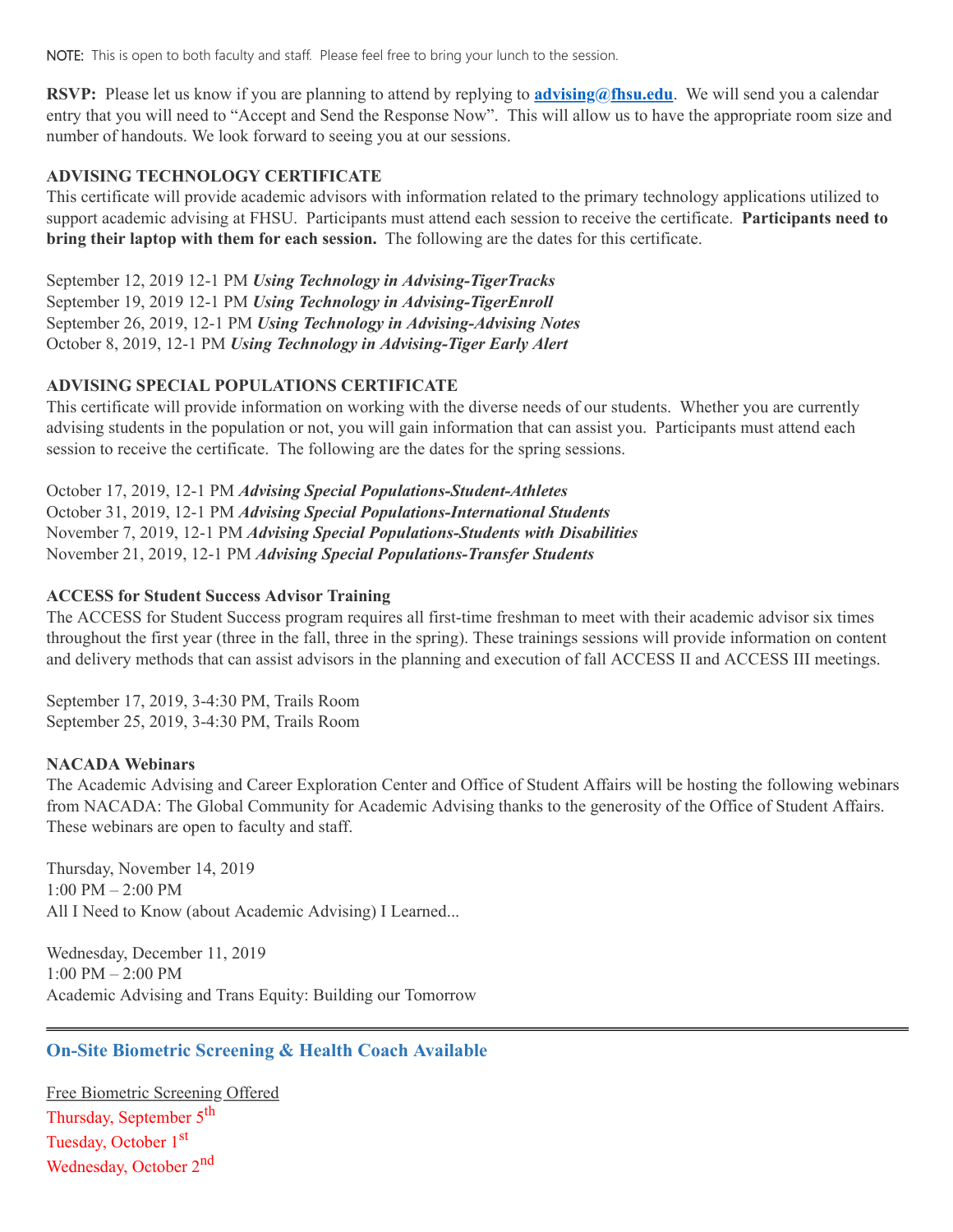NOTE: This is open to both faculty and staff. Please feel free to bring your lunch to the session.

**RSVP:** Please let us know if you are planning to attend by replying to **[advising@fhsu.edu](mailto:advising@fhsu.edu)**. We will send you a calendar entry that you will need to "Accept and Send the Response Now". This will allow us to have the appropriate room size and number of handouts. We look forward to seeing you at our sessions.

**ADVISING TECHNOLOGY CERTIFICATE**

This certificate will provide academic advisors with information related to the primary technology applications utilized to support academic advising at FHSU. Participants must attend each session to receive the certificate. **Participants need to bring their laptop with them for each session.** The following are the dates for this certificate.

September 12, 2019 12-1 PM ***Using Technology in Advising-TigerTracks***
September 19, 2019 12-1 PM ***Using Technology in Advising-TigerEnroll***
September 26, 2019, 12-1 PM ***Using Technology in Advising-Advising Notes***
October 8, 2019, 12-1 PM ***Using Technology in Advising-Tiger Early Alert***

**ADVISING SPECIAL POPULATIONS CERTIFICATE**

This certificate will provide information on working with the diverse needs of our students. Whether you are currently advising students in the population or not, you will gain information that can assist you. Participants must attend each session to receive the certificate. The following are the dates for the spring sessions.

October 17, 2019, 12-1 PM ***Advising Special Populations-Student-Athletes***
October 31, 2019, 12-1 PM ***Advising Special Populations-International Students***
November 7, 2019, 12-1 PM ***Advising Special Populations-Students with Disabilities***
November 21, 2019, 12-1 PM ***Advising Special Populations-Transfer Students***

**ACCESS for Student Success Advisor Training**

The ACCESS for Student Success program requires all first-time freshman to meet with their academic advisor six times throughout the first year (three in the fall, three in the spring). These trainings sessions will provide information on content and delivery methods that can assist advisors in the planning and execution of fall ACCESS II and ACCESS III meetings.

September 17, 2019, 3-4:30 PM, Trails Room
September 25, 2019, 3-4:30 PM, Trails Room

**NACADA Webinars**

The Academic Advising and Career Exploration Center and Office of Student Affairs will be hosting the following webinars from NACADA: The Global Community for Academic Advising thanks to the generosity of the Office of Student Affairs. These webinars are open to faculty and staff.

Thursday, November 14, 2019
1:00 PM – 2:00 PM
All I Need to Know (about Academic Advising) I Learned...

Wednesday, December 11, 2019
1:00 PM – 2:00 PM
Academic Advising and Trans Equity: Building our Tomorrow

---

## On-Site Biometric Screening & Health Coach Available

Free Biometric Screening Offered
Thursday, September 5th
Tuesday, October 1st
Wednesday, October 2nd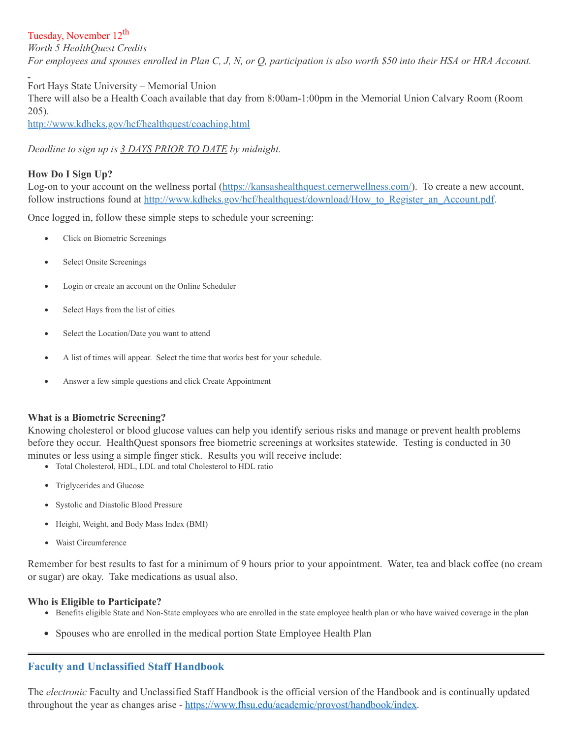Tuesday, November 12th

*Worth 5 HealthQuest Credits*

*For employees and spouses enrolled in Plan C, J, N, or Q, participation is also worth $50 into their HSA or HRA Account.*

Fort Hays State University – Memorial Union

There will also be a Health Coach available that day from 8:00am-1:00pm in the Memorial Union Calvary Room (Room 205).

http://www.kdheks.gov/hcf/healthquest/coaching.html

*Deadline to sign up is 3 DAYS PRIOR TO DATE by midnight.*

**How Do I Sign Up?**

Log-on to your account on the wellness portal (https://kansashealthquest.cernerwellness.com/). To create a new account, follow instructions found at http://www.kdheks.gov/hcf/healthquest/download/How_to_Register_an_Account.pdf.

Once logged in, follow these simple steps to schedule your screening:

- Click on Biometric Screenings
- Select Onsite Screenings
- Login or create an account on the Online Scheduler
- Select Hays from the list of cities
- Select the Location/Date you want to attend
- A list of times will appear. Select the time that works best for your schedule.
- Answer a few simple questions and click Create Appointment

**What is a Biometric Screening?**

Knowing cholesterol or blood glucose values can help you identify serious risks and manage or prevent health problems before they occur. HealthQuest sponsors free biometric screenings at worksites statewide. Testing is conducted in 30 minutes or less using a simple finger stick. Results you will receive include:

- Total Cholesterol, HDL, LDL and total Cholesterol to HDL ratio
- Triglycerides and Glucose
- Systolic and Diastolic Blood Pressure
- Height, Weight, and Body Mass Index (BMI)
- Waist Circumference

Remember for best results to fast for a minimum of 9 hours prior to your appointment. Water, tea and black coffee (no cream or sugar) are okay. Take medications as usual also.

**Who is Eligible to Participate?**

- Benefits eligible State and Non-State employees who are enrolled in the state employee health plan or who have waived coverage in the plan
- Spouses who are enrolled in the medical portion State Employee Health Plan

---

## Faculty and Unclassified Staff Handbook

The *electronic* Faculty and Unclassified Staff Handbook is the official version of the Handbook and is continually updated throughout the year as changes arise - https://www.fhsu.edu/academic/provost/handbook/index.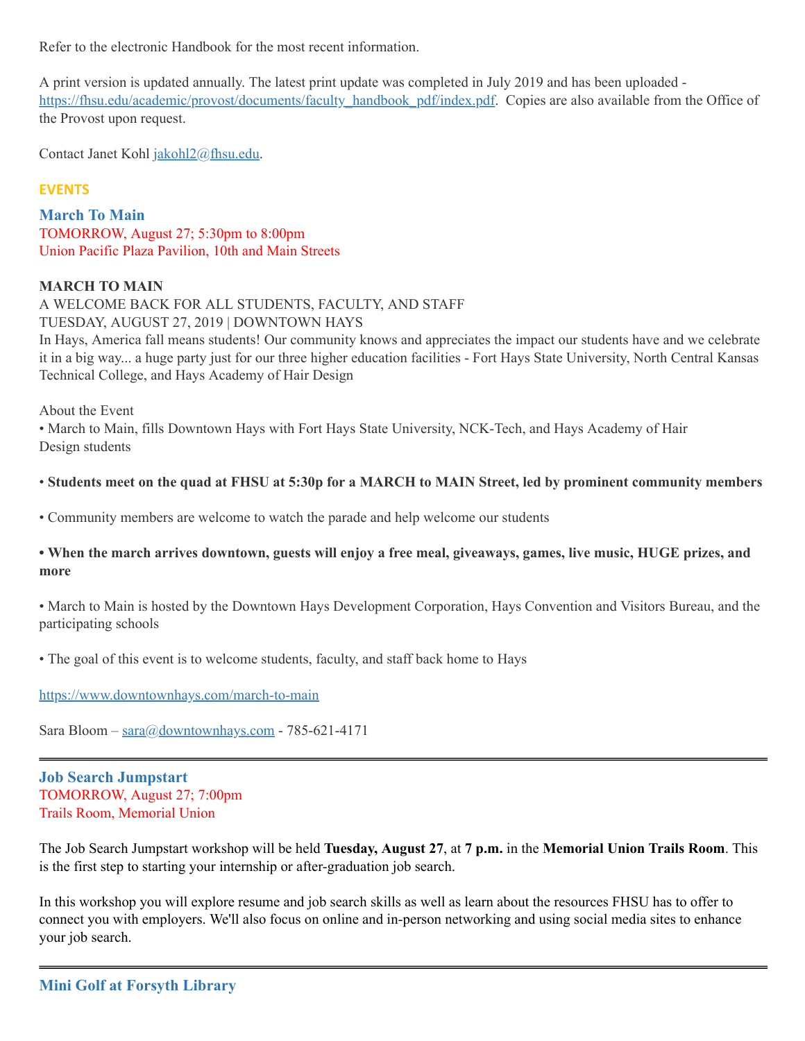Refer to the electronic Handbook for the most recent information.

A print version is updated annually. The latest print update was completed in July 2019 and has been uploaded - [https://fhsu.edu/academic/provost/documents/faculty_handbook_pdf/index.pdf](https://fhsu.edu/academic/provost/documents/faculty_handbook_pdf/index.pdf). Copies are also available from the Office of the Provost upon request.

Contact Janet Kohl [jakohl2@fhsu.edu](mailto:jakohl2@fhsu.edu).

## EVENTS

### March To Main

TOMORROW, August 27; 5:30pm to 8:00pm
Union Pacific Plaza Pavilion, 10th and Main Streets

**MARCH TO MAIN**
A WELCOME BACK FOR ALL STUDENTS, FACULTY, AND STAFF
TUESDAY, AUGUST 27, 2019 | DOWNTOWN HAYS
In Hays, America fall means students! Our community knows and appreciates the impact our students have and we celebrate it in a big way... a huge party just for our three higher education facilities - Fort Hays State University, North Central Kansas Technical College, and Hays Academy of Hair Design

About the Event
• March to Main, fills Downtown Hays with Fort Hays State University, NCK-Tech, and Hays Academy of Hair Design students

• **Students meet on the quad at FHSU at 5:30p for a MARCH to MAIN Street, led by prominent community members**

• Community members are welcome to watch the parade and help welcome our students

**• When the march arrives downtown, guests will enjoy a free meal, giveaways, games, live music, HUGE prizes, and more**

• March to Main is hosted by the Downtown Hays Development Corporation, Hays Convention and Visitors Bureau, and the participating schools

• The goal of this event is to welcome students, faculty, and staff back home to Hays

[https://www.downtownhays.com/march-to-main](https://www.downtownhays.com/march-to-main)

Sara Bloom – [sara@downtownhays.com](mailto:sara@downtownhays.com) - 785-621-4171

---

### Job Search Jumpstart

TOMORROW, August 27; 7:00pm
Trails Room, Memorial Union

The Job Search Jumpstart workshop will be held **Tuesday, August 27**, at **7 p.m.** in the **Memorial Union Trails Room**. This is the first step to starting your internship or after-graduation job search.

In this workshop you will explore resume and job search skills as well as learn about the resources FHSU has to offer to connect you with employers. We'll also focus on online and in-person networking and using social media sites to enhance your job search.

---

### Mini Golf at Forsyth Library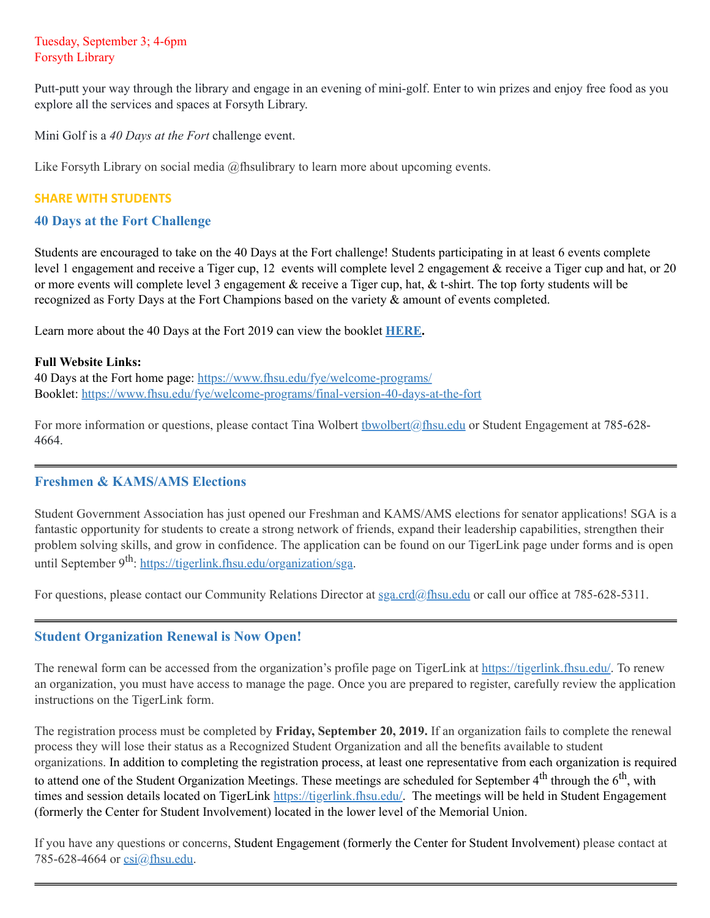Tuesday, September 3; 4-6pm
Forsyth Library

Putt-putt your way through the library and engage in an evening of mini-golf. Enter to win prizes and enjoy free food as you explore all the services and spaces at Forsyth Library.

Mini Golf is a *40 Days at the Fort* challenge event.

Like Forsyth Library on social media @fhsulibrary to learn more about upcoming events.

**SHARE WITH STUDENTS**

## 40 Days at the Fort Challenge

Students are encouraged to take on the 40 Days at the Fort challenge! Students participating in at least 6 events complete level 1 engagement and receive a Tiger cup, 12 events will complete level 2 engagement & receive a Tiger cup and hat, or 20 or more events will complete level 3 engagement & receive a Tiger cup, hat, & t-shirt. The top forty students will be recognized as Forty Days at the Fort Champions based on the variety & amount of events completed.

Learn more about the 40 Days at the Fort 2019 can view the booklet **HERE.**

**Full Website Links:**
40 Days at the Fort home page: https://www.fhsu.edu/fye/welcome-programs/
Booklet: https://www.fhsu.edu/fye/welcome-programs/final-version-40-days-at-the-fort

For more information or questions, please contact Tina Wolbert tbwolbert@fhsu.edu or Student Engagement at 785-628-4664.

---

## Freshmen & KAMS/AMS Elections

Student Government Association has just opened our Freshman and KAMS/AMS elections for senator applications! SGA is a fantastic opportunity for students to create a strong network of friends, expand their leadership capabilities, strengthen their problem solving skills, and grow in confidence. The application can be found on our TigerLink page under forms and is open until September 9th: https://tigerlink.fhsu.edu/organization/sga.

For questions, please contact our Community Relations Director at sga.crd@fhsu.edu or call our office at 785-628-5311.

---

## Student Organization Renewal is Now Open!

The renewal form can be accessed from the organization's profile page on TigerLink at https://tigerlink.fhsu.edu/. To renew an organization, you must have access to manage the page. Once you are prepared to register, carefully review the application instructions on the TigerLink form.

The registration process must be completed by **Friday, September 20, 2019.** If an organization fails to complete the renewal process they will lose their status as a Recognized Student Organization and all the benefits available to student organizations. In addition to completing the registration process, at least one representative from each organization is required to attend one of the Student Organization Meetings. These meetings are scheduled for September 4th through the 6th, with times and session details located on TigerLink https://tigerlink.fhsu.edu/. The meetings will be held in Student Engagement (formerly the Center for Student Involvement) located in the lower level of the Memorial Union.

If you have any questions or concerns, Student Engagement (formerly the Center for Student Involvement) please contact at 785-628-4664 or csi@fhsu.edu.

---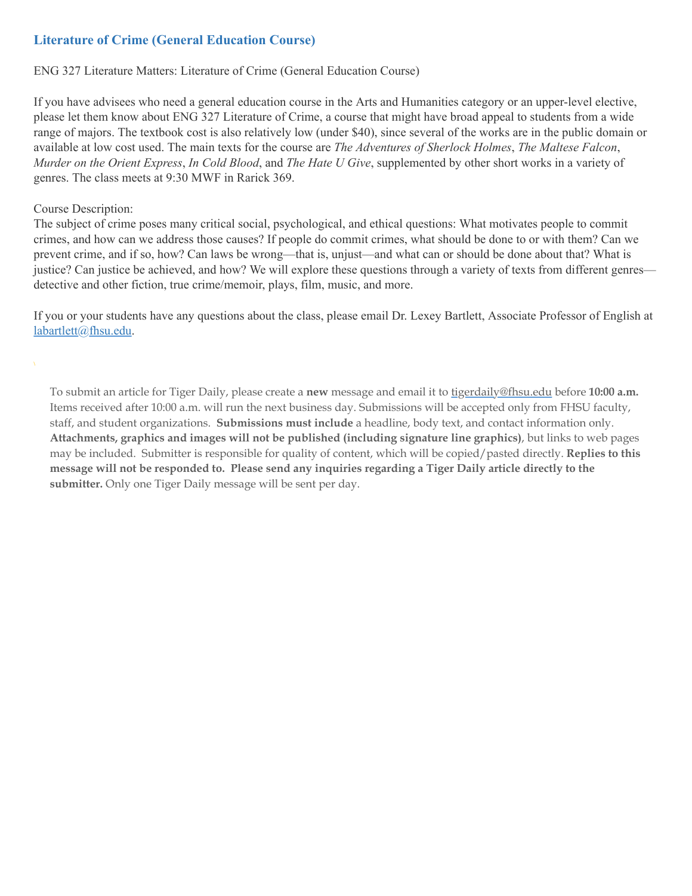## Literature of Crime (General Education Course)

ENG 327 Literature Matters: Literature of Crime (General Education Course)

If you have advisees who need a general education course in the Arts and Humanities category or an upper-level elective, please let them know about ENG 327 Literature of Crime, a course that might have broad appeal to students from a wide range of majors. The textbook cost is also relatively low (under $40), since several of the works are in the public domain or available at low cost used. The main texts for the course are *The Adventures of Sherlock Holmes*, *The Maltese Falcon*, *Murder on the Orient Express*, *In Cold Blood*, and *The Hate U Give*, supplemented by other short works in a variety of genres. The class meets at 9:30 MWF in Rarick 369.

Course Description:
The subject of crime poses many critical social, psychological, and ethical questions: What motivates people to commit crimes, and how can we address those causes? If people do commit crimes, what should be done to or with them? Can we prevent crime, and if so, how? Can laws be wrong—that is, unjust—and what can or should be done about that? What is justice? Can justice be achieved, and how? We will explore these questions through a variety of texts from different genres—detective and other fiction, true crime/memoir, plays, film, music, and more.

If you or your students have any questions about the class, please email Dr. Lexey Bartlett, Associate Professor of English at labartlett@fhsu.edu.

To submit an article for Tiger Daily, please create a **new** message and email it to tigerdaily@fhsu.edu before **10:00 a.m.** Items received after 10:00 a.m. will run the next business day. Submissions will be accepted only from FHSU faculty, staff, and student organizations. **Submissions must include** a headline, body text, and contact information only. **Attachments, graphics and images will not be published (including signature line graphics)**, but links to web pages may be included. Submitter is responsible for quality of content, which will be copied/pasted directly. **Replies to this message will not be responded to. Please send any inquiries regarding a Tiger Daily article directly to the submitter.** Only one Tiger Daily message will be sent per day.